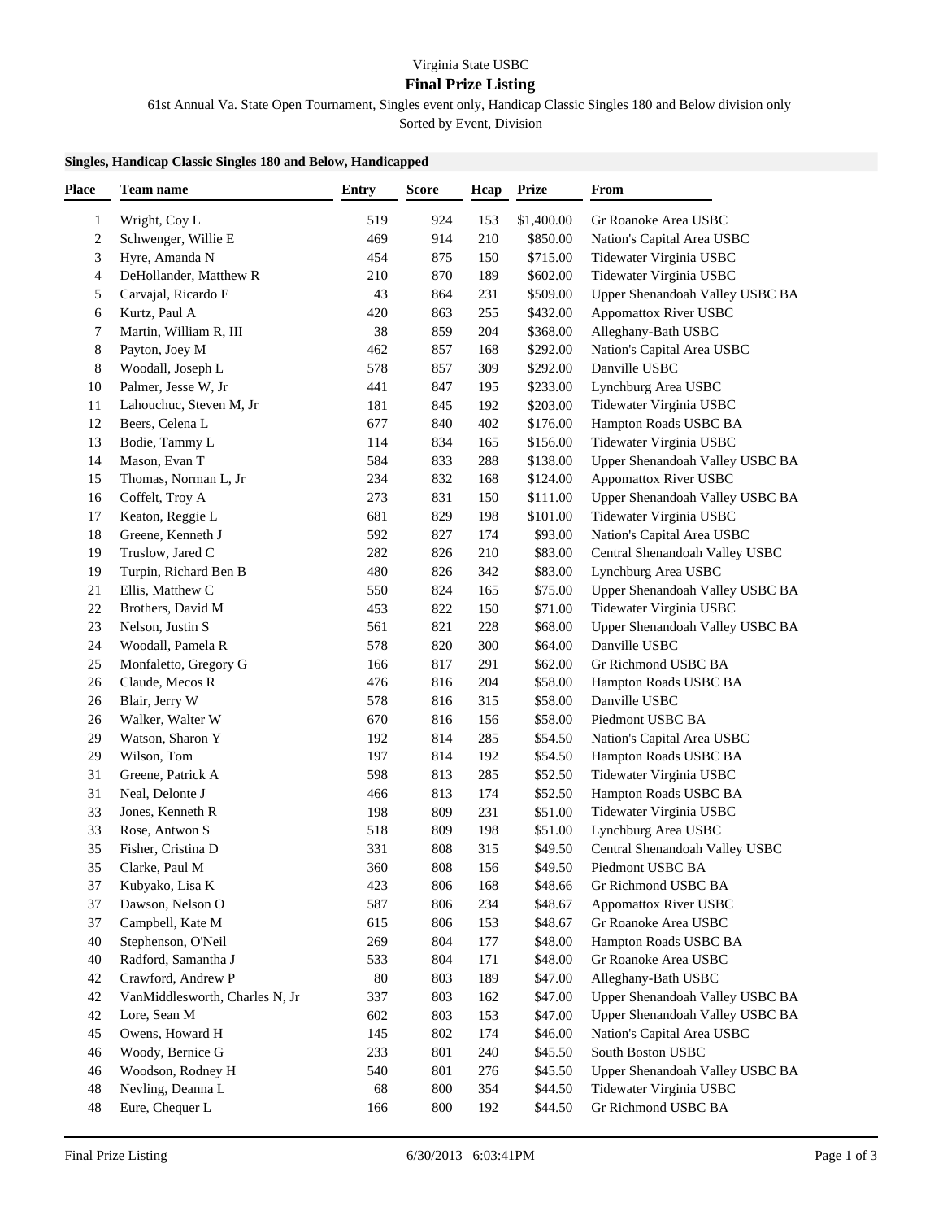Virginia State USBC

# Final Prize Listing

61st Annual Va. State Open Tournament, Singles event only, Handicap Classic Singles 180 and Below division only

Sorted by Event, Division

**Singles, Handicap Classic Singles 180 and Below, Handicapped**

| Place | Team name | Entry | Score | Hcap | Prize | From |
|---|---|---|---|---|---|---|
| 1 | Wright, Coy L | 519 | 924 | 153 | $1,400.00 | Gr Roanoke Area USBC |
| 2 | Schwenger, Willie E | 469 | 914 | 210 | $850.00 | Nation's Capital Area USBC |
| 3 | Hyre, Amanda N | 454 | 875 | 150 | $715.00 | Tidewater Virginia USBC |
| 4 | DeHollander, Matthew R | 210 | 870 | 189 | $602.00 | Tidewater Virginia USBC |
| 5 | Carvajal, Ricardo E | 43 | 864 | 231 | $509.00 | Upper Shenandoah Valley USBC BA |
| 6 | Kurtz, Paul A | 420 | 863 | 255 | $432.00 | Appomattox River USBC |
| 7 | Martin, William R, III | 38 | 859 | 204 | $368.00 | Alleghany-Bath USBC |
| 8 | Payton, Joey M | 462 | 857 | 168 | $292.00 | Nation's Capital Area USBC |
| 8 | Woodall, Joseph L | 578 | 857 | 309 | $292.00 | Danville USBC |
| 10 | Palmer, Jesse W, Jr | 441 | 847 | 195 | $233.00 | Lynchburg Area USBC |
| 11 | Lahouchuc, Steven M, Jr | 181 | 845 | 192 | $203.00 | Tidewater Virginia USBC |
| 12 | Beers, Celena L | 677 | 840 | 402 | $176.00 | Hampton Roads USBC BA |
| 13 | Bodie, Tammy L | 114 | 834 | 165 | $156.00 | Tidewater Virginia USBC |
| 14 | Mason, Evan T | 584 | 833 | 288 | $138.00 | Upper Shenandoah Valley USBC BA |
| 15 | Thomas, Norman L, Jr | 234 | 832 | 168 | $124.00 | Appomattox River USBC |
| 16 | Coffelt, Troy A | 273 | 831 | 150 | $111.00 | Upper Shenandoah Valley USBC BA |
| 17 | Keaton, Reggie L | 681 | 829 | 198 | $101.00 | Tidewater Virginia USBC |
| 18 | Greene, Kenneth J | 592 | 827 | 174 | $93.00 | Nation's Capital Area USBC |
| 19 | Truslow, Jared C | 282 | 826 | 210 | $83.00 | Central Shenandoah Valley USBC |
| 19 | Turpin, Richard Ben B | 480 | 826 | 342 | $83.00 | Lynchburg Area USBC |
| 21 | Ellis, Matthew C | 550 | 824 | 165 | $75.00 | Upper Shenandoah Valley USBC BA |
| 22 | Brothers, David M | 453 | 822 | 150 | $71.00 | Tidewater Virginia USBC |
| 23 | Nelson, Justin S | 561 | 821 | 228 | $68.00 | Upper Shenandoah Valley USBC BA |
| 24 | Woodall, Pamela R | 578 | 820 | 300 | $64.00 | Danville USBC |
| 25 | Monfaletto, Gregory G | 166 | 817 | 291 | $62.00 | Gr Richmond USBC BA |
| 26 | Claude, Mecos R | 476 | 816 | 204 | $58.00 | Hampton Roads USBC BA |
| 26 | Blair, Jerry W | 578 | 816 | 315 | $58.00 | Danville USBC |
| 26 | Walker, Walter W | 670 | 816 | 156 | $58.00 | Piedmont USBC BA |
| 29 | Watson, Sharon Y | 192 | 814 | 285 | $54.50 | Nation's Capital Area USBC |
| 29 | Wilson, Tom | 197 | 814 | 192 | $54.50 | Hampton Roads USBC BA |
| 31 | Greene, Patrick A | 598 | 813 | 285 | $52.50 | Tidewater Virginia USBC |
| 31 | Neal, Delonte J | 466 | 813 | 174 | $52.50 | Hampton Roads USBC BA |
| 33 | Jones, Kenneth R | 198 | 809 | 231 | $51.00 | Tidewater Virginia USBC |
| 33 | Rose, Antwon S | 518 | 809 | 198 | $51.00 | Lynchburg Area USBC |
| 35 | Fisher, Cristina D | 331 | 808 | 315 | $49.50 | Central Shenandoah Valley USBC |
| 35 | Clarke, Paul M | 360 | 808 | 156 | $49.50 | Piedmont USBC BA |
| 37 | Kubyako, Lisa K | 423 | 806 | 168 | $48.66 | Gr Richmond USBC BA |
| 37 | Dawson, Nelson O | 587 | 806 | 234 | $48.67 | Appomattox River USBC |
| 37 | Campbell, Kate M | 615 | 806 | 153 | $48.67 | Gr Roanoke Area USBC |
| 40 | Stephenson, O'Neil | 269 | 804 | 177 | $48.00 | Hampton Roads USBC BA |
| 40 | Radford, Samantha J | 533 | 804 | 171 | $48.00 | Gr Roanoke Area USBC |
| 42 | Crawford, Andrew P | 80 | 803 | 189 | $47.00 | Alleghany-Bath USBC |
| 42 | VanMiddlesworth, Charles N, Jr | 337 | 803 | 162 | $47.00 | Upper Shenandoah Valley USBC BA |
| 42 | Lore, Sean M | 602 | 803 | 153 | $47.00 | Upper Shenandoah Valley USBC BA |
| 45 | Owens, Howard H | 145 | 802 | 174 | $46.00 | Nation's Capital Area USBC |
| 46 | Woody, Bernice G | 233 | 801 | 240 | $45.50 | South Boston USBC |
| 46 | Woodson, Rodney H | 540 | 801 | 276 | $45.50 | Upper Shenandoah Valley USBC BA |
| 48 | Nevling, Deanna L | 68 | 800 | 354 | $44.50 | Tidewater Virginia USBC |
| 48 | Eure, Chequer L | 166 | 800 | 192 | $44.50 | Gr Richmond USBC BA |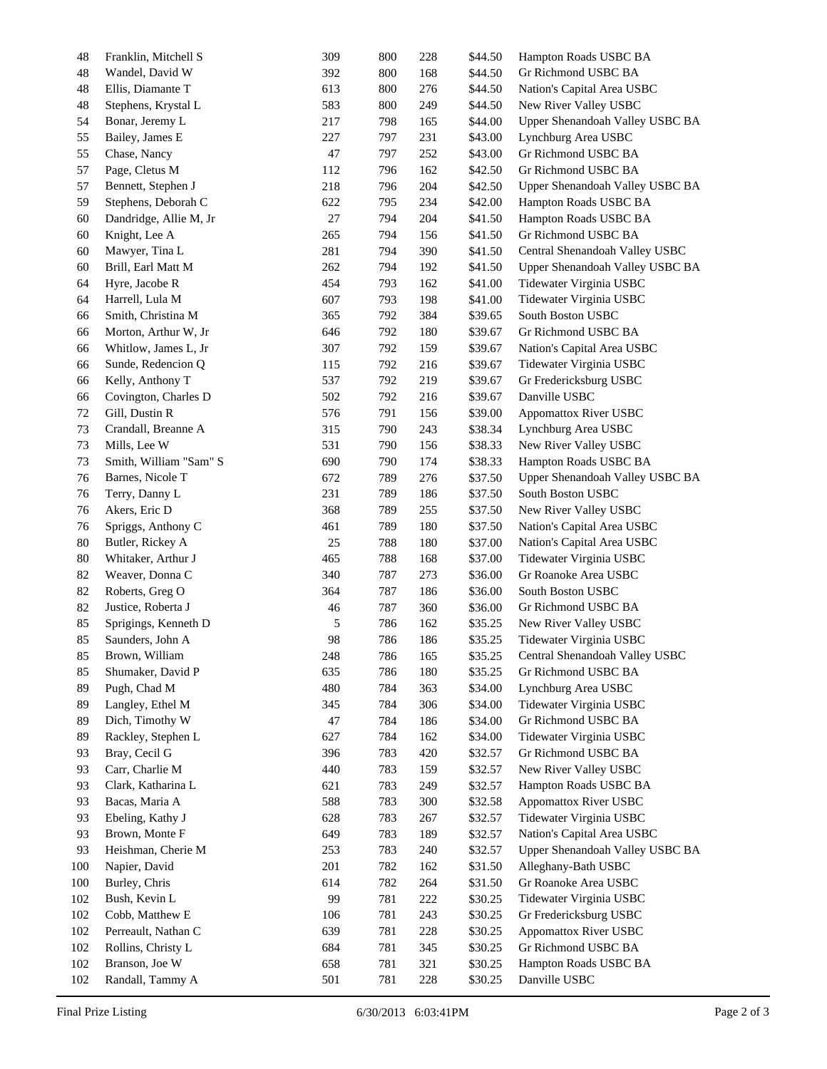| | | | | | | |
|---|---|---|---|---|---|---|
| 48 | Franklin, Mitchell S | 309 | 800 | 228 | $44.50 | Hampton Roads USBC BA |
| 48 | Wandel, David W | 392 | 800 | 168 | $44.50 | Gr Richmond USBC BA |
| 48 | Ellis, Diamante T | 613 | 800 | 276 | $44.50 | Nation's Capital Area USBC |
| 48 | Stephens, Krystal L | 583 | 800 | 249 | $44.50 | New River Valley USBC |
| 54 | Bonar, Jeremy L | 217 | 798 | 165 | $44.00 | Upper Shenandoah Valley USBC BA |
| 55 | Bailey, James E | 227 | 797 | 231 | $43.00 | Lynchburg Area USBC |
| 55 | Chase, Nancy | 47 | 797 | 252 | $43.00 | Gr Richmond USBC BA |
| 57 | Page, Cletus M | 112 | 796 | 162 | $42.50 | Gr Richmond USBC BA |
| 57 | Bennett, Stephen J | 218 | 796 | 204 | $42.50 | Upper Shenandoah Valley USBC BA |
| 59 | Stephens, Deborah C | 622 | 795 | 234 | $42.00 | Hampton Roads USBC BA |
| 60 | Dandridge, Allie M, Jr | 27 | 794 | 204 | $41.50 | Hampton Roads USBC BA |
| 60 | Knight, Lee A | 265 | 794 | 156 | $41.50 | Gr Richmond USBC BA |
| 60 | Mawyer, Tina L | 281 | 794 | 390 | $41.50 | Central Shenandoah Valley USBC |
| 60 | Brill, Earl Matt M | 262 | 794 | 192 | $41.50 | Upper Shenandoah Valley USBC BA |
| 64 | Hyre, Jacobe R | 454 | 793 | 162 | $41.00 | Tidewater Virginia USBC |
| 64 | Harrell, Lula M | 607 | 793 | 198 | $41.00 | Tidewater Virginia USBC |
| 66 | Smith, Christina M | 365 | 792 | 384 | $39.65 | South Boston USBC |
| 66 | Morton, Arthur W, Jr | 646 | 792 | 180 | $39.67 | Gr Richmond USBC BA |
| 66 | Whitlow, James L, Jr | 307 | 792 | 159 | $39.67 | Nation's Capital Area USBC |
| 66 | Sunde, Redencion Q | 115 | 792 | 216 | $39.67 | Tidewater Virginia USBC |
| 66 | Kelly, Anthony T | 537 | 792 | 219 | $39.67 | Gr Fredericksburg USBC |
| 66 | Covington, Charles D | 502 | 792 | 216 | $39.67 | Danville USBC |
| 72 | Gill, Dustin R | 576 | 791 | 156 | $39.00 | Appomattox River USBC |
| 73 | Crandall, Breanne A | 315 | 790 | 243 | $38.34 | Lynchburg Area USBC |
| 73 | Mills, Lee W | 531 | 790 | 156 | $38.33 | New River Valley USBC |
| 73 | Smith, William "Sam" S | 690 | 790 | 174 | $38.33 | Hampton Roads USBC BA |
| 76 | Barnes, Nicole T | 672 | 789 | 276 | $37.50 | Upper Shenandoah Valley USBC BA |
| 76 | Terry, Danny L | 231 | 789 | 186 | $37.50 | South Boston USBC |
| 76 | Akers, Eric D | 368 | 789 | 255 | $37.50 | New River Valley USBC |
| 76 | Spriggs, Anthony C | 461 | 789 | 180 | $37.50 | Nation's Capital Area USBC |
| 80 | Butler, Rickey A | 25 | 788 | 180 | $37.00 | Nation's Capital Area USBC |
| 80 | Whitaker, Arthur J | 465 | 788 | 168 | $37.00 | Tidewater Virginia USBC |
| 82 | Weaver, Donna C | 340 | 787 | 273 | $36.00 | Gr Roanoke Area USBC |
| 82 | Roberts, Greg O | 364 | 787 | 186 | $36.00 | South Boston USBC |
| 82 | Justice, Roberta J | 46 | 787 | 360 | $36.00 | Gr Richmond USBC BA |
| 85 | Sprigings, Kenneth D | 5 | 786 | 162 | $35.25 | New River Valley USBC |
| 85 | Saunders, John A | 98 | 786 | 186 | $35.25 | Tidewater Virginia USBC |
| 85 | Brown, William | 248 | 786 | 165 | $35.25 | Central Shenandoah Valley USBC |
| 85 | Shumaker, David P | 635 | 786 | 180 | $35.25 | Gr Richmond USBC BA |
| 89 | Pugh, Chad M | 480 | 784 | 363 | $34.00 | Lynchburg Area USBC |
| 89 | Langley, Ethel M | 345 | 784 | 306 | $34.00 | Tidewater Virginia USBC |
| 89 | Dich, Timothy W | 47 | 784 | 186 | $34.00 | Gr Richmond USBC BA |
| 89 | Rackley, Stephen L | 627 | 784 | 162 | $34.00 | Tidewater Virginia USBC |
| 93 | Bray, Cecil G | 396 | 783 | 420 | $32.57 | Gr Richmond USBC BA |
| 93 | Carr, Charlie M | 440 | 783 | 159 | $32.57 | New River Valley USBC |
| 93 | Clark, Katharina L | 621 | 783 | 249 | $32.57 | Hampton Roads USBC BA |
| 93 | Bacas, Maria A | 588 | 783 | 300 | $32.58 | Appomattox River USBC |
| 93 | Ebeling, Kathy J | 628 | 783 | 267 | $32.57 | Tidewater Virginia USBC |
| 93 | Brown, Monte F | 649 | 783 | 189 | $32.57 | Nation's Capital Area USBC |
| 93 | Heishman, Cherie M | 253 | 783 | 240 | $32.57 | Upper Shenandoah Valley USBC BA |
| 100 | Napier, David | 201 | 782 | 162 | $31.50 | Alleghany-Bath USBC |
| 100 | Burley, Chris | 614 | 782 | 264 | $31.50 | Gr Roanoke Area USBC |
| 102 | Bush, Kevin L | 99 | 781 | 222 | $30.25 | Tidewater Virginia USBC |
| 102 | Cobb, Matthew E | 106 | 781 | 243 | $30.25 | Gr Fredericksburg USBC |
| 102 | Perreault, Nathan C | 639 | 781 | 228 | $30.25 | Appomattox River USBC |
| 102 | Rollins, Christy L | 684 | 781 | 345 | $30.25 | Gr Richmond USBC BA |
| 102 | Branson, Joe W | 658 | 781 | 321 | $30.25 | Hampton Roads USBC BA |
| 102 | Randall, Tammy A | 501 | 781 | 228 | $30.25 | Danville USBC |

Final Prize Listing 6/30/2013 6:03:41PM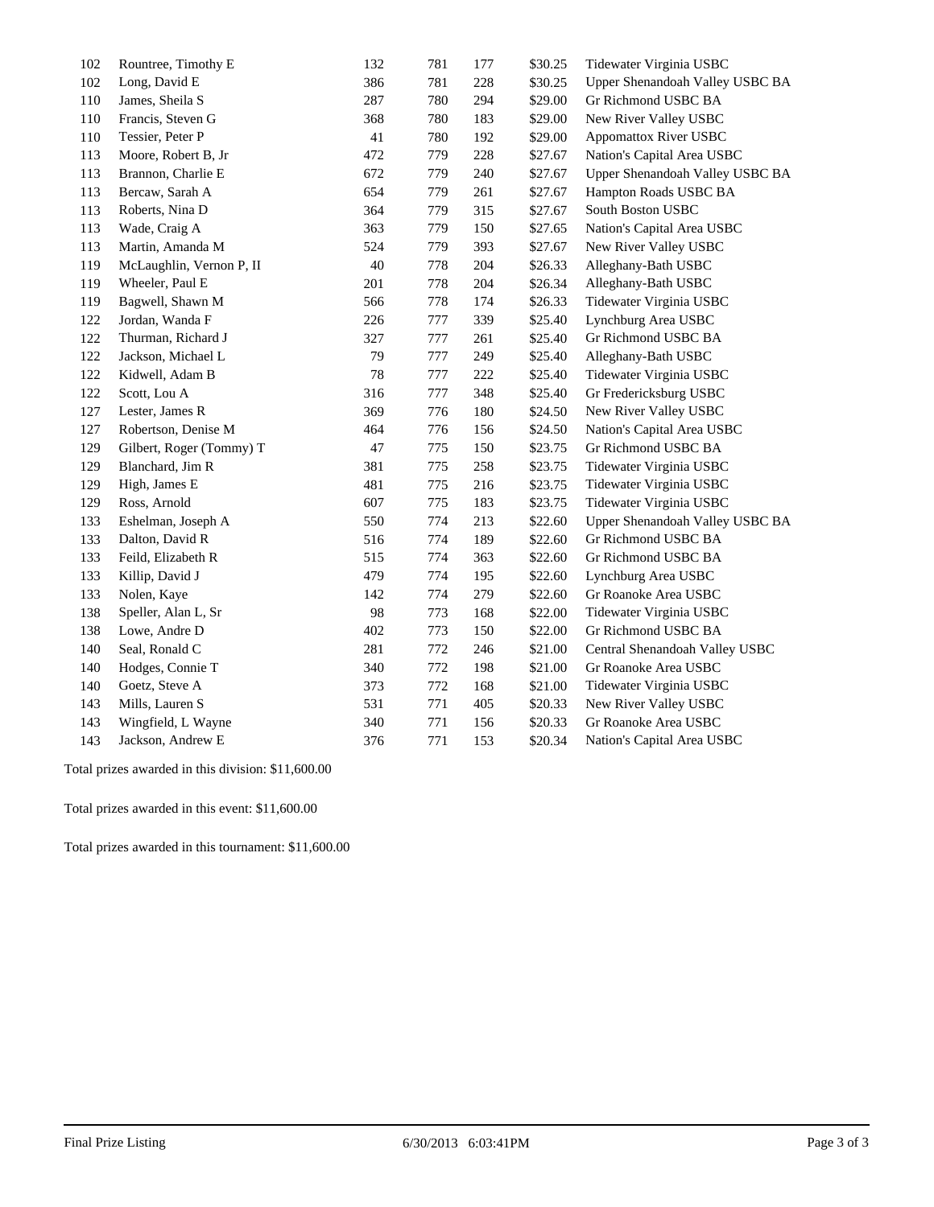| | | | | | | |
|---|---|---|---|---|---|---|
| 102 | Rountree, Timothy E | 132 | 781 | 177 | $30.25 | Tidewater Virginia USBC |
| 102 | Long, David E | 386 | 781 | 228 | $30.25 | Upper Shenandoah Valley USBC BA |
| 110 | James, Sheila S | 287 | 780 | 294 | $29.00 | Gr Richmond USBC BA |
| 110 | Francis, Steven G | 368 | 780 | 183 | $29.00 | New River Valley USBC |
| 110 | Tessier, Peter P | 41 | 780 | 192 | $29.00 | Appomattox River USBC |
| 113 | Moore, Robert B, Jr | 472 | 779 | 228 | $27.67 | Nation's Capital Area USBC |
| 113 | Brannon, Charlie E | 672 | 779 | 240 | $27.67 | Upper Shenandoah Valley USBC BA |
| 113 | Bercaw, Sarah A | 654 | 779 | 261 | $27.67 | Hampton Roads USBC BA |
| 113 | Roberts, Nina D | 364 | 779 | 315 | $27.67 | South Boston USBC |
| 113 | Wade, Craig A | 363 | 779 | 150 | $27.65 | Nation's Capital Area USBC |
| 113 | Martin, Amanda M | 524 | 779 | 393 | $27.67 | New River Valley USBC |
| 119 | McLaughlin, Vernon P, II | 40 | 778 | 204 | $26.33 | Alleghany-Bath USBC |
| 119 | Wheeler, Paul E | 201 | 778 | 204 | $26.34 | Alleghany-Bath USBC |
| 119 | Bagwell, Shawn M | 566 | 778 | 174 | $26.33 | Tidewater Virginia USBC |
| 122 | Jordan, Wanda F | 226 | 777 | 339 | $25.40 | Lynchburg Area USBC |
| 122 | Thurman, Richard J | 327 | 777 | 261 | $25.40 | Gr Richmond USBC BA |
| 122 | Jackson, Michael L | 79 | 777 | 249 | $25.40 | Alleghany-Bath USBC |
| 122 | Kidwell, Adam B | 78 | 777 | 222 | $25.40 | Tidewater Virginia USBC |
| 122 | Scott, Lou A | 316 | 777 | 348 | $25.40 | Gr Fredericksburg USBC |
| 127 | Lester, James R | 369 | 776 | 180 | $24.50 | New River Valley USBC |
| 127 | Robertson, Denise M | 464 | 776 | 156 | $24.50 | Nation's Capital Area USBC |
| 129 | Gilbert, Roger (Tommy) T | 47 | 775 | 150 | $23.75 | Gr Richmond USBC BA |
| 129 | Blanchard, Jim R | 381 | 775 | 258 | $23.75 | Tidewater Virginia USBC |
| 129 | High, James E | 481 | 775 | 216 | $23.75 | Tidewater Virginia USBC |
| 129 | Ross, Arnold | 607 | 775 | 183 | $23.75 | Tidewater Virginia USBC |
| 133 | Eshelman, Joseph A | 550 | 774 | 213 | $22.60 | Upper Shenandoah Valley USBC BA |
| 133 | Dalton, David R | 516 | 774 | 189 | $22.60 | Gr Richmond USBC BA |
| 133 | Feild, Elizabeth R | 515 | 774 | 363 | $22.60 | Gr Richmond USBC BA |
| 133 | Killip, David J | 479 | 774 | 195 | $22.60 | Lynchburg Area USBC |
| 133 | Nolen, Kaye | 142 | 774 | 279 | $22.60 | Gr Roanoke Area USBC |
| 138 | Speller, Alan L, Sr | 98 | 773 | 168 | $22.00 | Tidewater Virginia USBC |
| 138 | Lowe, Andre D | 402 | 773 | 150 | $22.00 | Gr Richmond USBC BA |
| 140 | Seal, Ronald C | 281 | 772 | 246 | $21.00 | Central Shenandoah Valley USBC |
| 140 | Hodges, Connie T | 340 | 772 | 198 | $21.00 | Gr Roanoke Area USBC |
| 140 | Goetz, Steve A | 373 | 772 | 168 | $21.00 | Tidewater Virginia USBC |
| 143 | Mills, Lauren S | 531 | 771 | 405 | $20.33 | New River Valley USBC |
| 143 | Wingfield, L Wayne | 340 | 771 | 156 | $20.33 | Gr Roanoke Area USBC |
| 143 | Jackson, Andrew E | 376 | 771 | 153 | $20.34 | Nation's Capital Area USBC |

Total prizes awarded in this division: $11,600.00

Total prizes awarded in this event: $11,600.00

Total prizes awarded in this tournament: $11,600.00

Final Prize Listing 6/30/2013 6:03:41PM